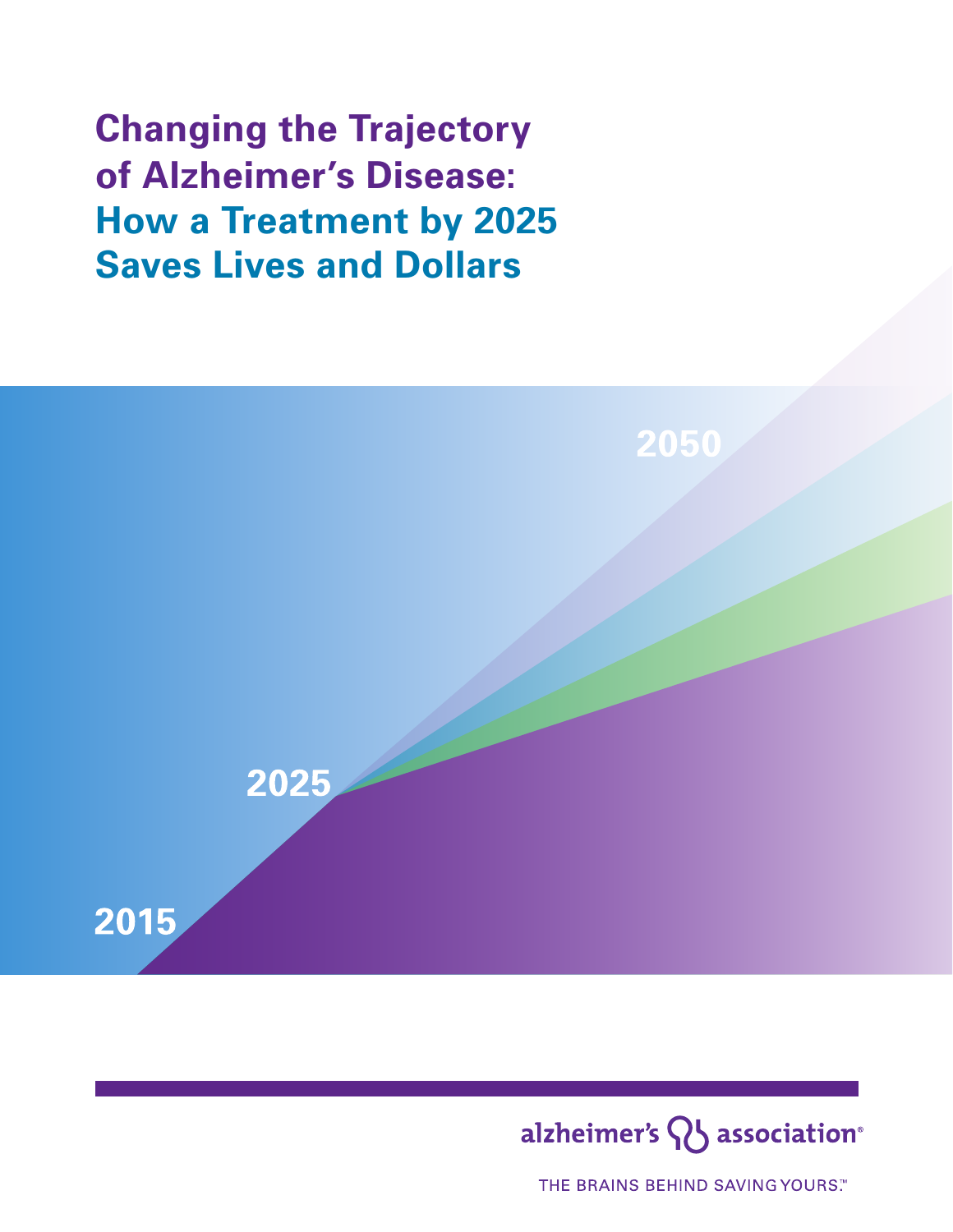# Changing the Trajectory of Alzheimer's Disease: How a Treatment by 2025 Saves Lives and Dollars

2050

2025

2015

alzheimer's association®

THE BRAINS BEHIND SAVING YOURS.™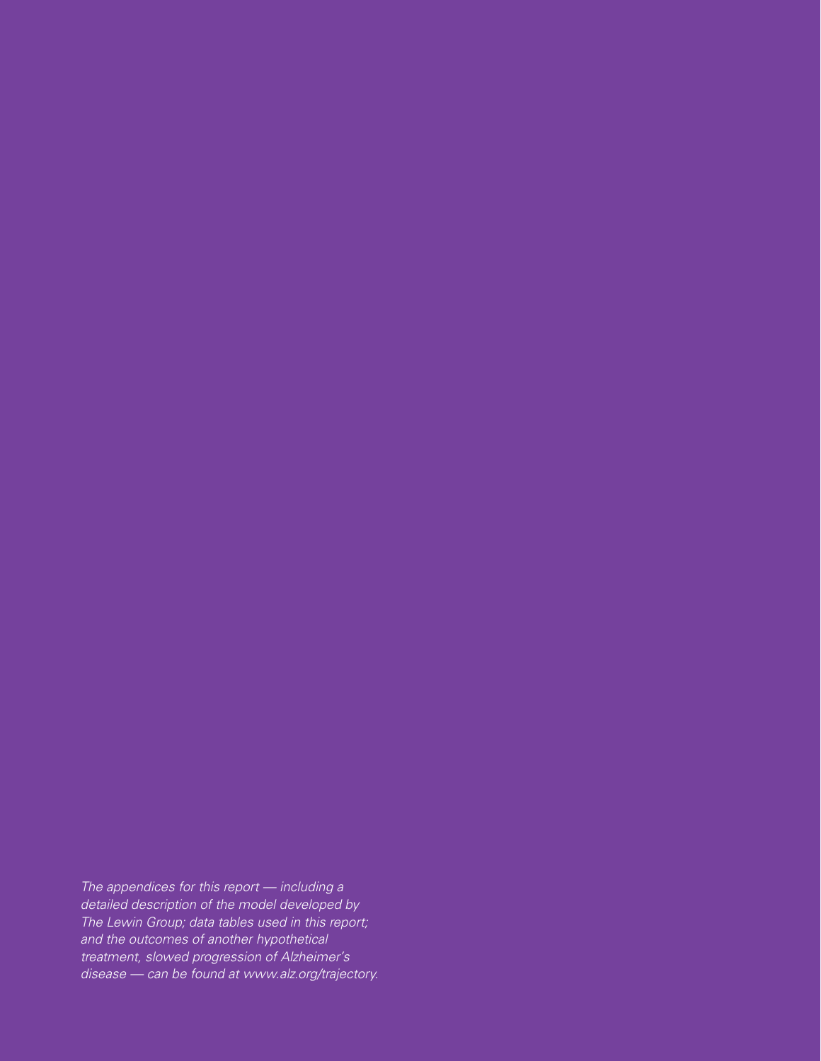*The appendices for this report — including a detailed description of the model developed by The Lewin Group; data tables used in this report; and the outcomes of another hypothetical treatment, slowed progression of Alzheimer's disease — can be found at www.alz.org/trajectory.*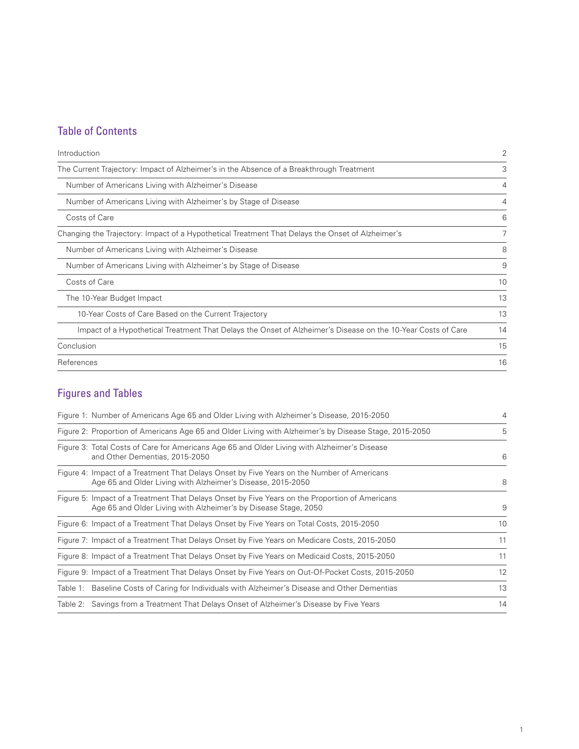## Table of Contents

| | |
|---|---|
| Introduction | 2 |
| The Current Trajectory: Impact of Alzheimer's in the Absence of a Breakthrough Treatment | 3 |
| Number of Americans Living with Alzheimer's Disease | 4 |
| Number of Americans Living with Alzheimer's by Stage of Disease | 4 |
| Costs of Care | 6 |
| Changing the Trajectory: Impact of a Hypothetical Treatment That Delays the Onset of Alzheimer's | 7 |
| Number of Americans Living with Alzheimer's Disease | 8 |
| Number of Americans Living with Alzheimer's by Stage of Disease | 9 |
| Costs of Care | 10 |
| The 10-Year Budget Impact | 13 |
| 10-Year Costs of Care Based on the Current Trajectory | 13 |
| Impact of a Hypothetical Treatment That Delays the Onset of Alzheimer's Disease on the 10-Year Costs of Care | 14 |
| Conclusion | 15 |
| References | 16 |

## Figures and Tables

| | |
|---|---|
| Figure 1: Number of Americans Age 65 and Older Living with Alzheimer's Disease, 2015-2050 | 4 |
| Figure 2: Proportion of Americans Age 65 and Older Living with Alzheimer's by Disease Stage, 2015-2050 | 5 |
| Figure 3: Total Costs of Care for Americans Age 65 and Older Living with Alzheimer's Disease and Other Dementias, 2015-2050 | 6 |
| Figure 4: Impact of a Treatment That Delays Onset by Five Years on the Number of Americans Age 65 and Older Living with Alzheimer's Disease, 2015-2050 | 8 |
| Figure 5: Impact of a Treatment That Delays Onset by Five Years on the Proportion of Americans Age 65 and Older Living with Alzheimer's by Disease Stage, 2050 | 9 |
| Figure 6: Impact of a Treatment That Delays Onset by Five Years on Total Costs, 2015-2050 | 10 |
| Figure 7: Impact of a Treatment That Delays Onset by Five Years on Medicare Costs, 2015-2050 | 11 |
| Figure 8: Impact of a Treatment That Delays Onset by Five Years on Medicaid Costs, 2015-2050 | 11 |
| Figure 9: Impact of a Treatment That Delays Onset by Five Years on Out-Of-Pocket Costs, 2015-2050 | 12 |
| Table 1: Baseline Costs of Caring for Individuals with Alzheimer's Disease and Other Dementias | 13 |
| Table 2: Savings from a Treatment That Delays Onset of Alzheimer's Disease by Five Years | 14 |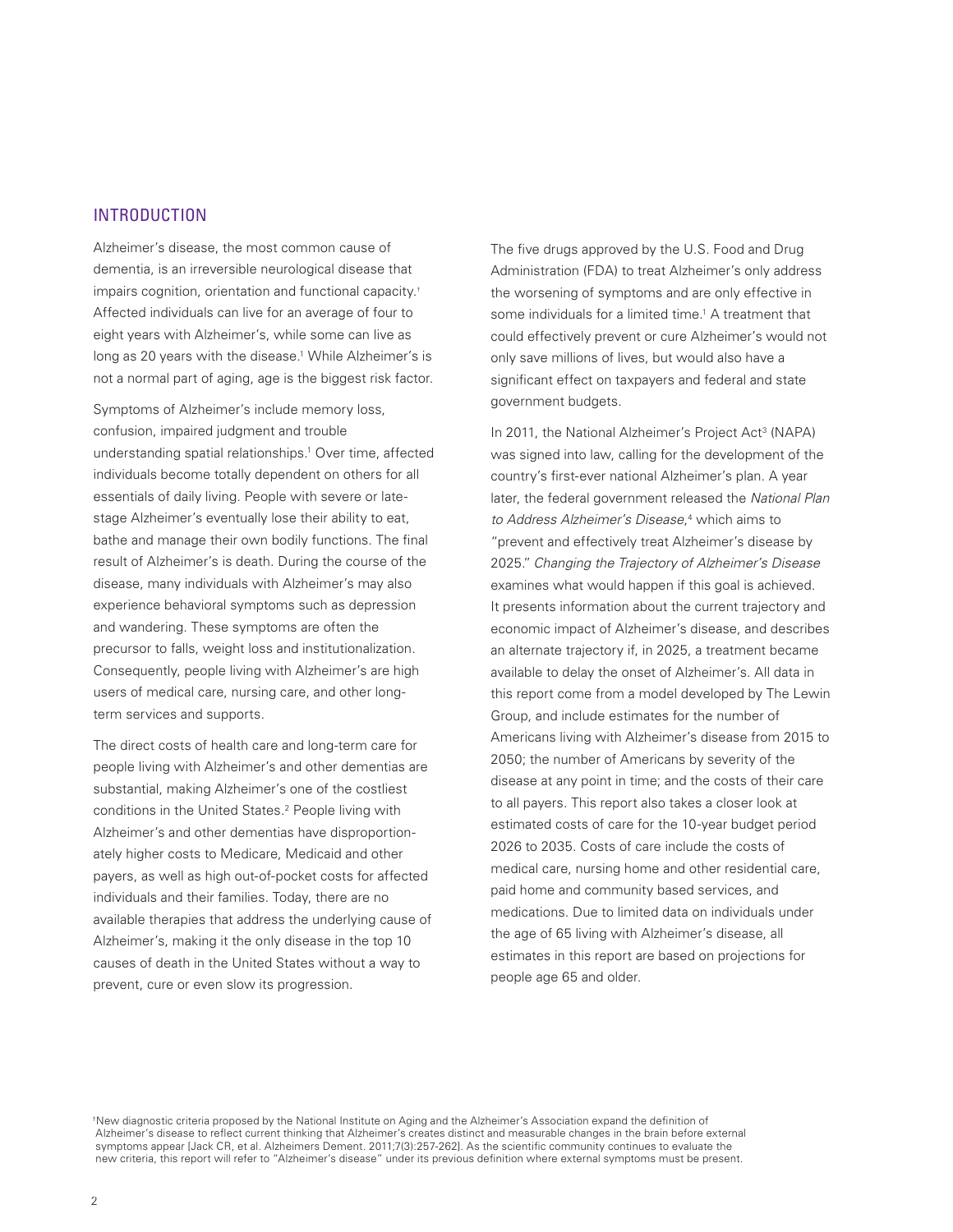## INTRODUCTION

Alzheimer's disease, the most common cause of dementia, is an irreversible neurological disease that impairs cognition, orientation and functional capacity.[†] Affected individuals can live for an average of four to eight years with Alzheimer's, while some can live as long as 20 years with the disease.[1] While Alzheimer's is not a normal part of aging, age is the biggest risk factor.

Symptoms of Alzheimer's include memory loss, confusion, impaired judgment and trouble understanding spatial relationships.[1] Over time, affected individuals become totally dependent on others for all essentials of daily living. People with severe or late-stage Alzheimer's eventually lose their ability to eat, bathe and manage their own bodily functions. The final result of Alzheimer's is death. During the course of the disease, many individuals with Alzheimer's may also experience behavioral symptoms such as depression and wandering. These symptoms are often the precursor to falls, weight loss and institutionalization. Consequently, people living with Alzheimer's are high users of medical care, nursing care, and other long-term services and supports.

The direct costs of health care and long-term care for people living with Alzheimer's and other dementias are substantial, making Alzheimer's one of the costliest conditions in the United States.[2] People living with Alzheimer's and other dementias have disproportionately higher costs to Medicare, Medicaid and other payers, as well as high out-of-pocket costs for affected individuals and their families. Today, there are no available therapies that address the underlying cause of Alzheimer's, making it the only disease in the top 10 causes of death in the United States without a way to prevent, cure or even slow its progression.

The five drugs approved by the U.S. Food and Drug Administration (FDA) to treat Alzheimer's only address the worsening of symptoms and are only effective in some individuals for a limited time.[1] A treatment that could effectively prevent or cure Alzheimer's would not only save millions of lives, but would also have a significant effect on taxpayers and federal and state government budgets.

In 2011, the National Alzheimer's Project Act[3] (NAPA) was signed into law, calling for the development of the country's first-ever national Alzheimer's plan. A year later, the federal government released the *National Plan to Address Alzheimer's Disease*,[4] which aims to "prevent and effectively treat Alzheimer's disease by 2025." *Changing the Trajectory of Alzheimer's Disease* examines what would happen if this goal is achieved. It presents information about the current trajectory and economic impact of Alzheimer's disease, and describes an alternate trajectory if, in 2025, a treatment became available to delay the onset of Alzheimer's. All data in this report come from a model developed by The Lewin Group, and include estimates for the number of Americans living with Alzheimer's disease from 2015 to 2050; the number of Americans by severity of the disease at any point in time; and the costs of their care to all payers. This report also takes a closer look at estimated costs of care for the 10-year budget period 2026 to 2035. Costs of care include the costs of medical care, nursing home and other residential care, paid home and community based services, and medications. Due to limited data on individuals under the age of 65 living with Alzheimer's disease, all estimates in this report are based on projections for people age 65 and older.

[†]New diagnostic criteria proposed by the National Institute on Aging and the Alzheimer's Association expand the definition of Alzheimer's disease to reflect current thinking that Alzheimer's creates distinct and measurable changes in the brain before external symptoms appear [Jack CR, et al. Alzheimers Dement. 2011;7(3):257-262]. As the scientific community continues to evaluate the new criteria, this report will refer to "Alzheimer's disease" under its previous definition where external symptoms must be present.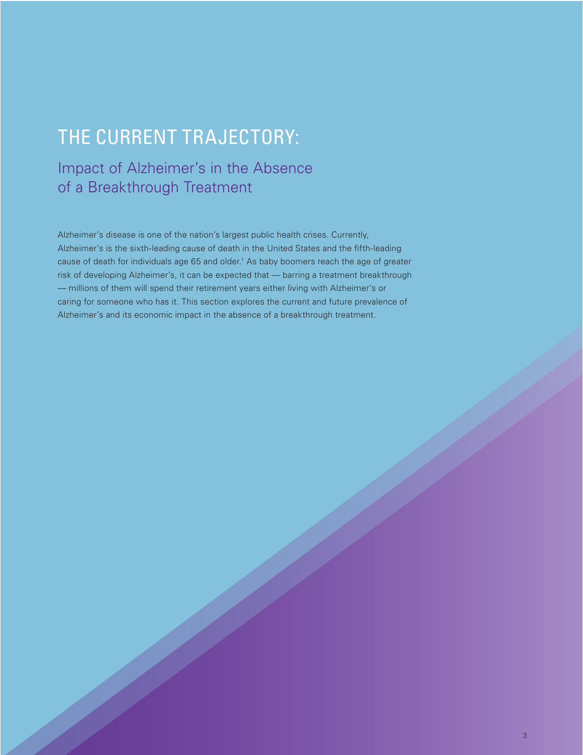# THE CURRENT TRAJECTORY:

## Impact of Alzheimer's in the Absence of a Breakthrough Treatment

Alzheimer's disease is one of the nation's largest public health crises. Currently, Alzheimer's is the sixth-leading cause of death in the United States and the fifth-leading cause of death for individuals age 65 and older.[1] As baby boomers reach the age of greater risk of developing Alzheimer's, it can be expected that — barring a treatment breakthrough — millions of them will spend their retirement years either living with Alzheimer's or caring for someone who has it. This section explores the current and future prevalence of Alzheimer's and its economic impact in the absence of a breakthrough treatment.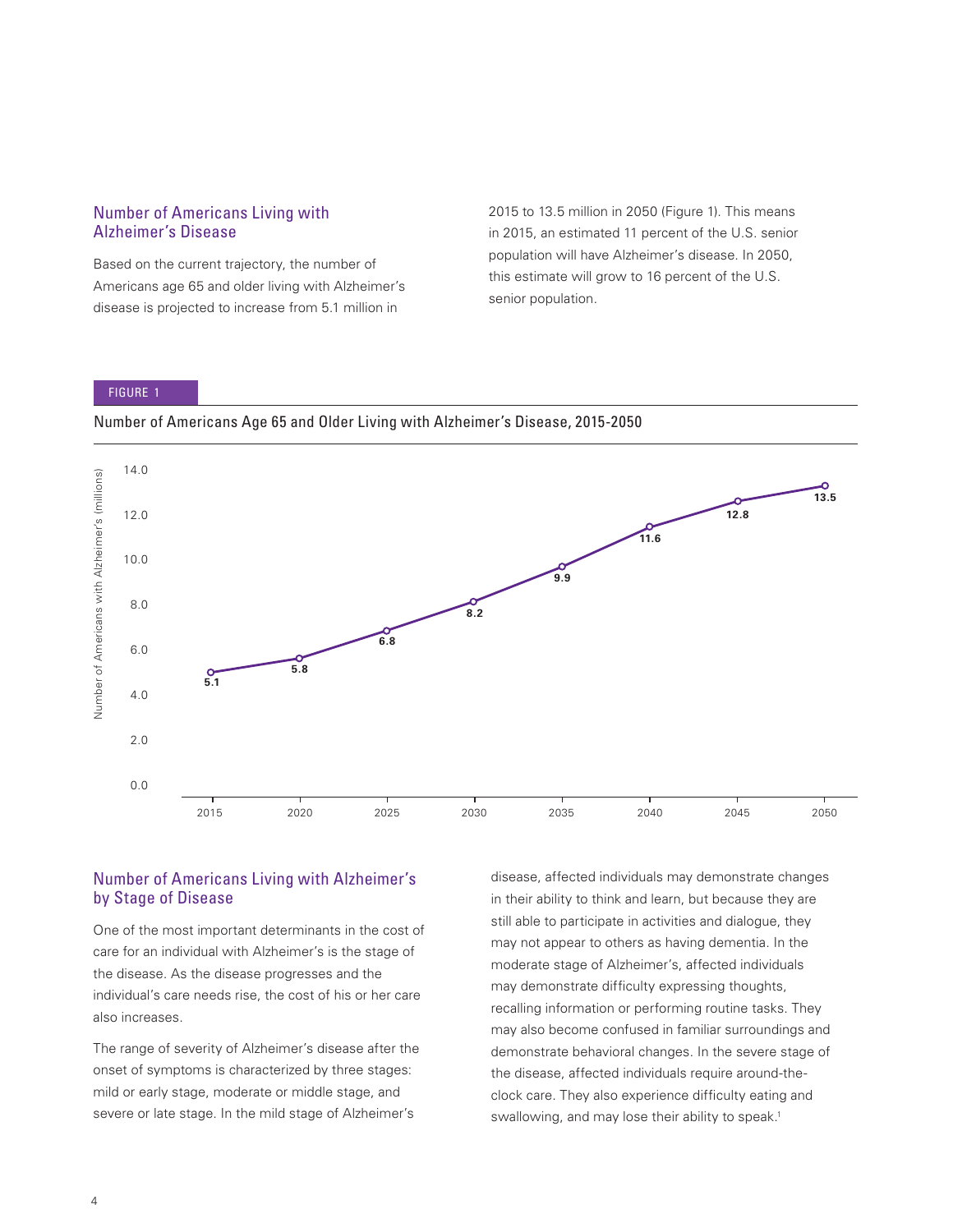## Number of Americans Living with Alzheimer's Disease

Based on the current trajectory, the number of Americans age 65 and older living with Alzheimer's disease is projected to increase from 5.1 million in 2015 to 13.5 million in 2050 (Figure 1). This means in 2015, an estimated 11 percent of the U.S. senior population will have Alzheimer's disease. In 2050, this estimate will grow to 16 percent of the U.S. senior population.

FIGURE 1

Number of Americans Age 65 and Older Living with Alzheimer's Disease, 2015-2050

| Year | Number of Americans with Alzheimer's (millions) |
| --- | --- |
| 2015 | 5.1 |
| 2020 | 5.8 |
| 2025 | 6.8 |
| 2030 | 8.2 |
| 2035 | 9.9 |
| 2040 | 11.6 |
| 2045 | 12.8 |
| 2050 | 13.5 |

## Number of Americans Living with Alzheimer's by Stage of Disease

One of the most important determinants in the cost of care for an individual with Alzheimer's is the stage of the disease. As the disease progresses and the individual's care needs rise, the cost of his or her care also increases.

The range of severity of Alzheimer's disease after the onset of symptoms is characterized by three stages: mild or early stage, moderate or middle stage, and severe or late stage. In the mild stage of Alzheimer's disease, affected individuals may demonstrate changes in their ability to think and learn, but because they are still able to participate in activities and dialogue, they may not appear to others as having dementia. In the moderate stage of Alzheimer's, affected individuals may demonstrate difficulty expressing thoughts, recalling information or performing routine tasks. They may also become confused in familiar surroundings and demonstrate behavioral changes. In the severe stage of the disease, affected individuals require around-the-clock care. They also experience difficulty eating and swallowing, and may lose their ability to speak.[1]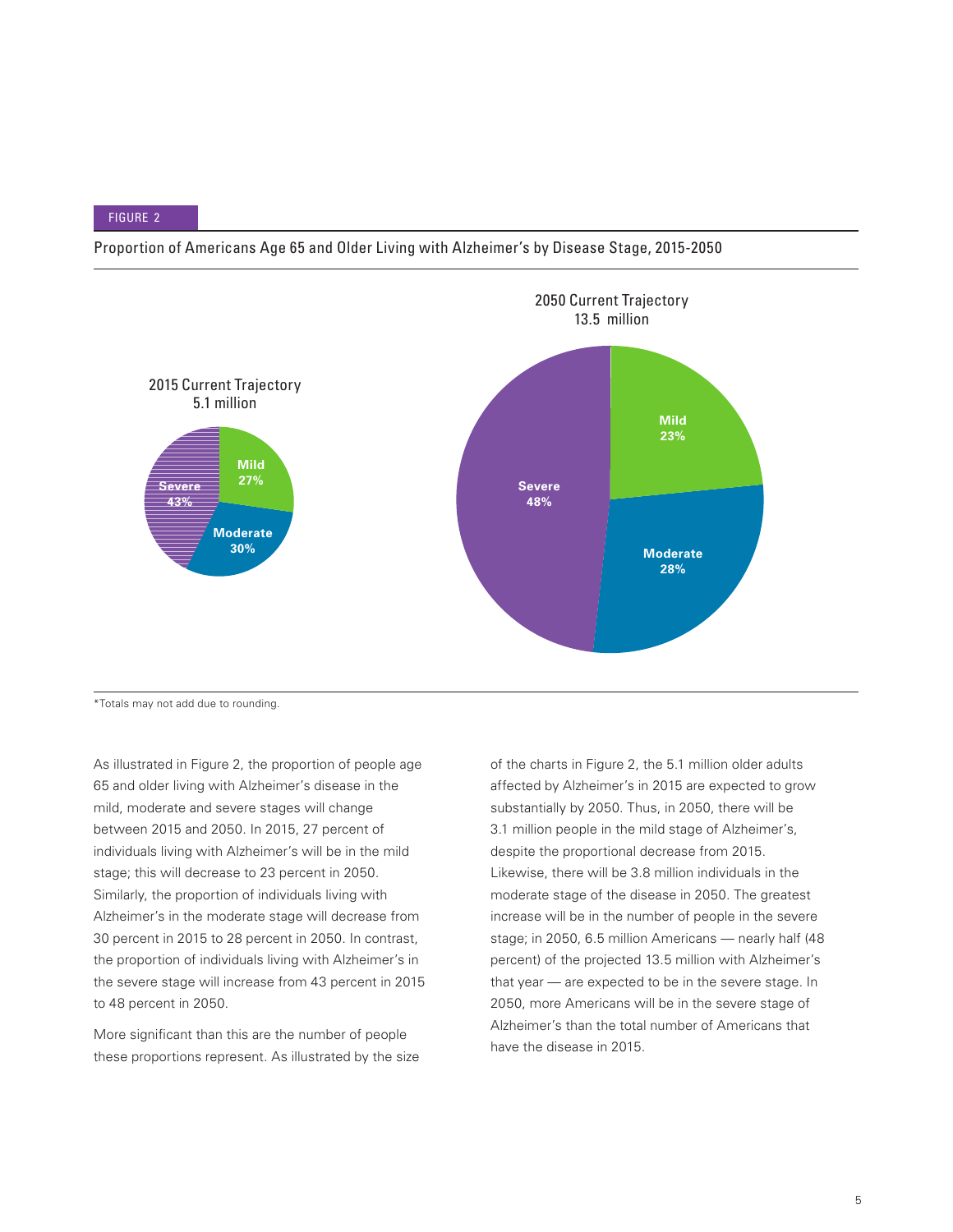FIGURE 2

Proportion of Americans Age 65 and Older Living with Alzheimer's by Disease Stage, 2015-2050

2015 Current Trajectory
5.1 million

Mild 27%
Moderate 30%
Severe 43%

2050 Current Trajectory
13.5 million

Mild 23%
Moderate 28%
Severe 48%

*Totals may not add due to rounding.

As illustrated in Figure 2, the proportion of people age 65 and older living with Alzheimer's disease in the mild, moderate and severe stages will change between 2015 and 2050. In 2015, 27 percent of individuals living with Alzheimer's will be in the mild stage; this will decrease to 23 percent in 2050. Similarly, the proportion of individuals living with Alzheimer's in the moderate stage will decrease from 30 percent in 2015 to 28 percent in 2050. In contrast, the proportion of individuals living with Alzheimer's in the severe stage will increase from 43 percent in 2015 to 48 percent in 2050.

More significant than this are the number of people these proportions represent. As illustrated by the size of the charts in Figure 2, the 5.1 million older adults affected by Alzheimer's in 2015 are expected to grow substantially by 2050. Thus, in 2050, there will be 3.1 million people in the mild stage of Alzheimer's, despite the proportional decrease from 2015. Likewise, there will be 3.8 million individuals in the moderate stage of the disease in 2050. The greatest increase will be in the number of people in the severe stage; in 2050, 6.5 million Americans — nearly half (48 percent) of the projected 13.5 million with Alzheimer's that year — are expected to be in the severe stage. In 2050, more Americans will be in the severe stage of Alzheimer's than the total number of Americans that have the disease in 2015.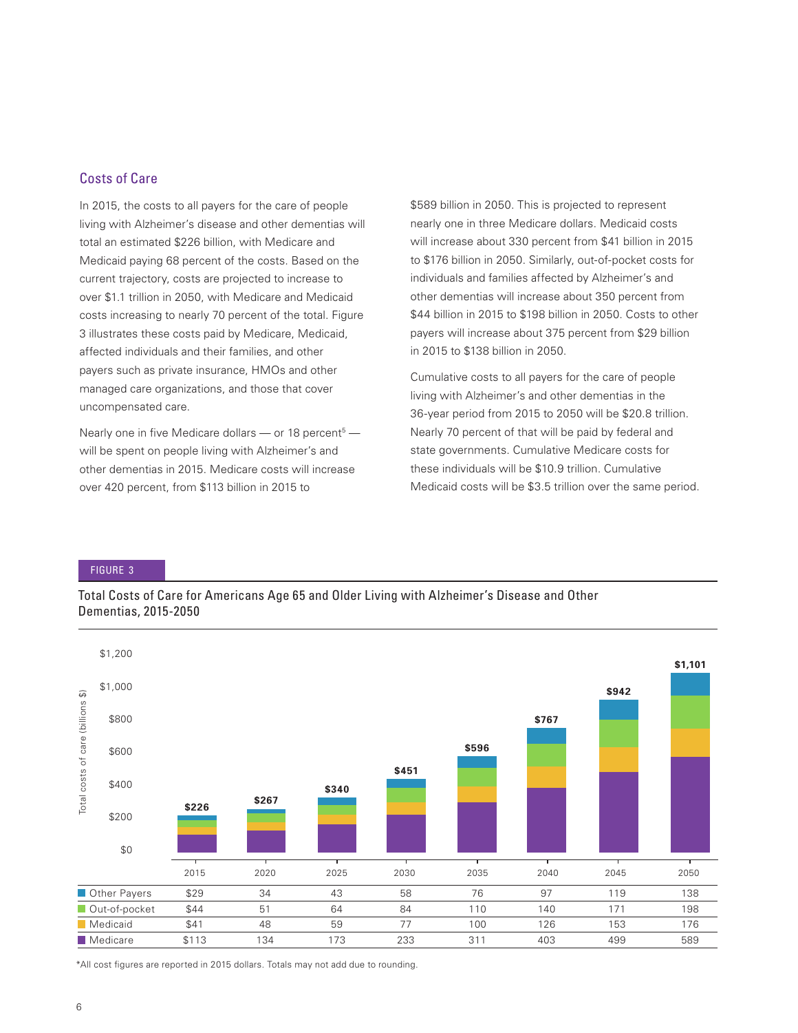## Costs of Care

In 2015, the costs to all payers for the care of people living with Alzheimer's disease and other dementias will total an estimated $226 billion, with Medicare and Medicaid paying 68 percent of the costs. Based on the current trajectory, costs are projected to increase to over $1.1 trillion in 2050, with Medicare and Medicaid costs increasing to nearly 70 percent of the total. Figure 3 illustrates these costs paid by Medicare, Medicaid, affected individuals and their families, and other payers such as private insurance, HMOs and other managed care organizations, and those that cover uncompensated care.

Nearly one in five Medicare dollars — or 18 percent[5] — will be spent on people living with Alzheimer's and other dementias in 2015. Medicare costs will increase over 420 percent, from $113 billion in 2015 to $589 billion in 2050. This is projected to represent nearly one in three Medicare dollars. Medicaid costs will increase about 330 percent from $41 billion in 2015 to $176 billion in 2050. Similarly, out-of-pocket costs for individuals and families affected by Alzheimer's and other dementias will increase about 350 percent from $44 billion in 2015 to $198 billion in 2050. Costs to other payers will increase about 375 percent from $29 billion in 2015 to $138 billion in 2050.

Cumulative costs to all payers for the care of people living with Alzheimer's and other dementias in the 36-year period from 2015 to 2050 will be $20.8 trillion. Nearly 70 percent of that will be paid by federal and state governments. Cumulative Medicare costs for these individuals will be $10.9 trillion. Cumulative Medicaid costs will be $3.5 trillion over the same period.

FIGURE 3

Total Costs of Care for Americans Age 65 and Older Living with Alzheimer's Disease and Other Dementias, 2015-2050

Total costs of care (billions $)

| | 2015 | 2020 | 2025 | 2030 | 2035 | 2040 | 2045 | 2050 |
|---|---|---|---|---|---|---|---|---|
| Total | $226 | $267 | $340 | $451 | $596 | $767 | $942 | $1,101 |
| Other Payers | $29 | 34 | 43 | 58 | 76 | 97 | 119 | 138 |
| Out-of-pocket | $44 | 51 | 64 | 84 | 110 | 140 | 171 | 198 |
| Medicaid | $41 | 48 | 59 | 77 | 100 | 126 | 153 | 176 |
| Medicare | $113 | 134 | 173 | 233 | 311 | 403 | 499 | 589 |

*All cost figures are reported in 2015 dollars. Totals may not add due to rounding.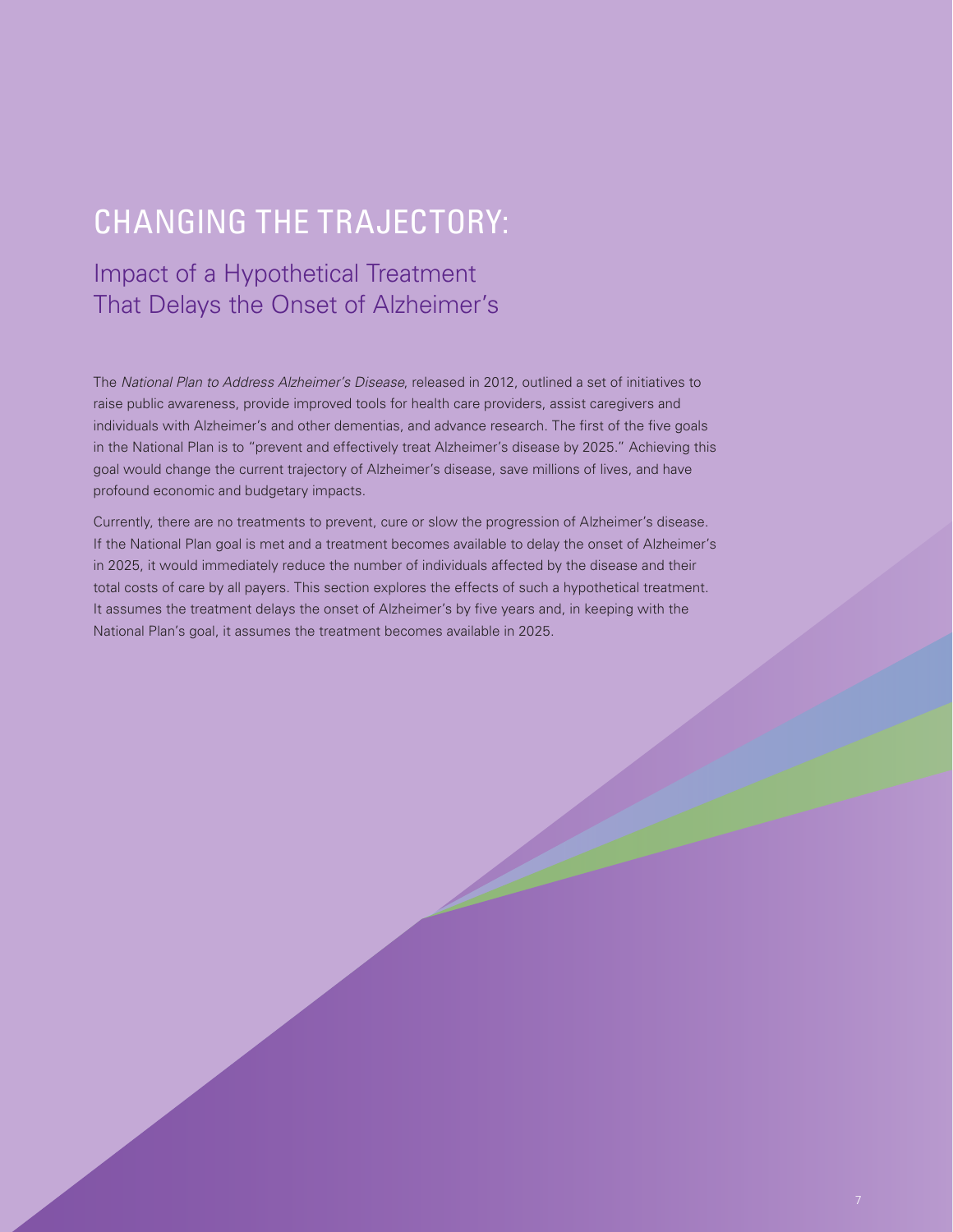# CHANGING THE TRAJECTORY:

## Impact of a Hypothetical Treatment That Delays the Onset of Alzheimer's

The *National Plan to Address Alzheimer's Disease*, released in 2012, outlined a set of initiatives to raise public awareness, provide improved tools for health care providers, assist caregivers and individuals with Alzheimer's and other dementias, and advance research. The first of the five goals in the National Plan is to "prevent and effectively treat Alzheimer's disease by 2025." Achieving this goal would change the current trajectory of Alzheimer's disease, save millions of lives, and have profound economic and budgetary impacts.

Currently, there are no treatments to prevent, cure or slow the progression of Alzheimer's disease. If the National Plan goal is met and a treatment becomes available to delay the onset of Alzheimer's in 2025, it would immediately reduce the number of individuals affected by the disease and their total costs of care by all payers. This section explores the effects of such a hypothetical treatment. It assumes the treatment delays the onset of Alzheimer's by five years and, in keeping with the National Plan's goal, it assumes the treatment becomes available in 2025.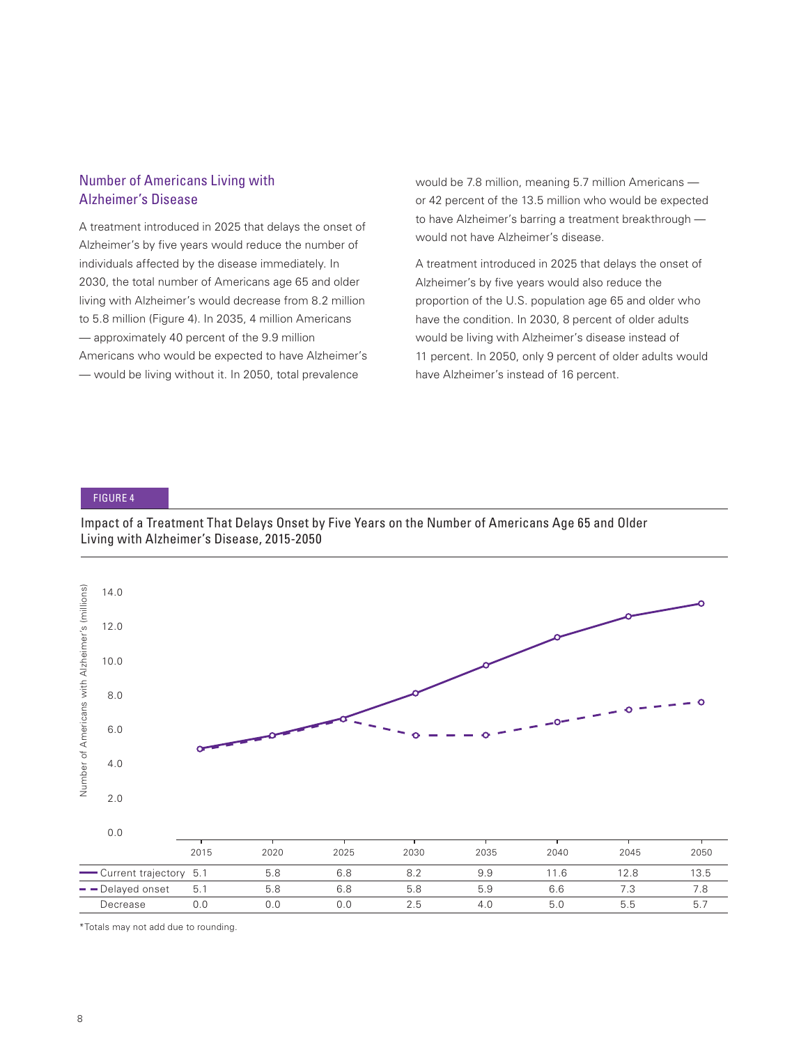## Number of Americans Living with Alzheimer's Disease

A treatment introduced in 2025 that delays the onset of Alzheimer's by five years would reduce the number of individuals affected by the disease immediately. In 2030, the total number of Americans age 65 and older living with Alzheimer's would decrease from 8.2 million to 5.8 million (Figure 4). In 2035, 4 million Americans — approximately 40 percent of the 9.9 million Americans who would be expected to have Alzheimer's — would be living without it. In 2050, total prevalence would be 7.8 million, meaning 5.7 million Americans — or 42 percent of the 13.5 million who would be expected to have Alzheimer's barring a treatment breakthrough — would not have Alzheimer's disease.

A treatment introduced in 2025 that delays the onset of Alzheimer's by five years would also reduce the proportion of the U.S. population age 65 and older who have the condition. In 2030, 8 percent of older adults would be living with Alzheimer's disease instead of 11 percent. In 2050, only 9 percent of older adults would have Alzheimer's instead of 16 percent.

FIGURE 4

Impact of a Treatment That Delays Onset by Five Years on the Number of Americans Age 65 and Older Living with Alzheimer's Disease, 2015-2050

| | 2015 | 2020 | 2025 | 2030 | 2035 | 2040 | 2045 | 2050 |
|---|---|---|---|---|---|---|---|---|
| Current trajectory | 5.1 | 5.8 | 6.8 | 8.2 | 9.9 | 11.6 | 12.8 | 13.5 |
| Delayed onset | 5.1 | 5.8 | 6.8 | 5.8 | 5.9 | 6.6 | 7.3 | 7.8 |
| Decrease | 0.0 | 0.0 | 0.0 | 2.5 | 4.0 | 5.0 | 5.5 | 5.7 |

*Totals may not add due to rounding.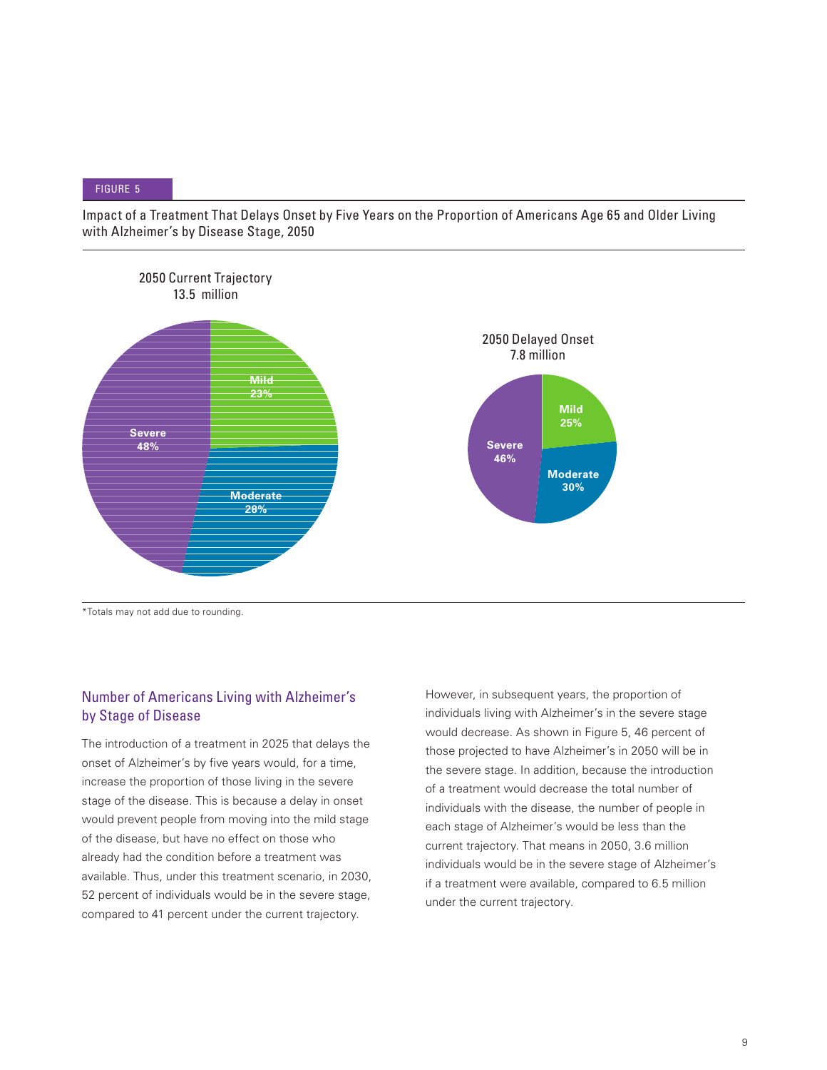FIGURE 5

Impact of a Treatment That Delays Onset by Five Years on the Proportion of Americans Age 65 and Older Living with Alzheimer's by Disease Stage, 2050

2050 Current Trajectory
13.5 million

Mild 23%
Moderate 28%
Severe 48%

2050 Delayed Onset
7.8 million

Mild 25%
Moderate 30%
Severe 46%

*Totals may not add due to rounding.

## Number of Americans Living with Alzheimer's by Stage of Disease

The introduction of a treatment in 2025 that delays the onset of Alzheimer's by five years would, for a time, increase the proportion of those living in the severe stage of the disease. This is because a delay in onset would prevent people from moving into the mild stage of the disease, but have no effect on those who already had the condition before a treatment was available. Thus, under this treatment scenario, in 2030, 52 percent of individuals would be in the severe stage, compared to 41 percent under the current trajectory.

However, in subsequent years, the proportion of individuals living with Alzheimer's in the severe stage would decrease. As shown in Figure 5, 46 percent of those projected to have Alzheimer's in 2050 will be in the severe stage. In addition, because the introduction of a treatment would decrease the total number of individuals with the disease, the number of people in each stage of Alzheimer's would be less than the current trajectory. That means in 2050, 3.6 million individuals would be in the severe stage of Alzheimer's if a treatment were available, compared to 6.5 million under the current trajectory.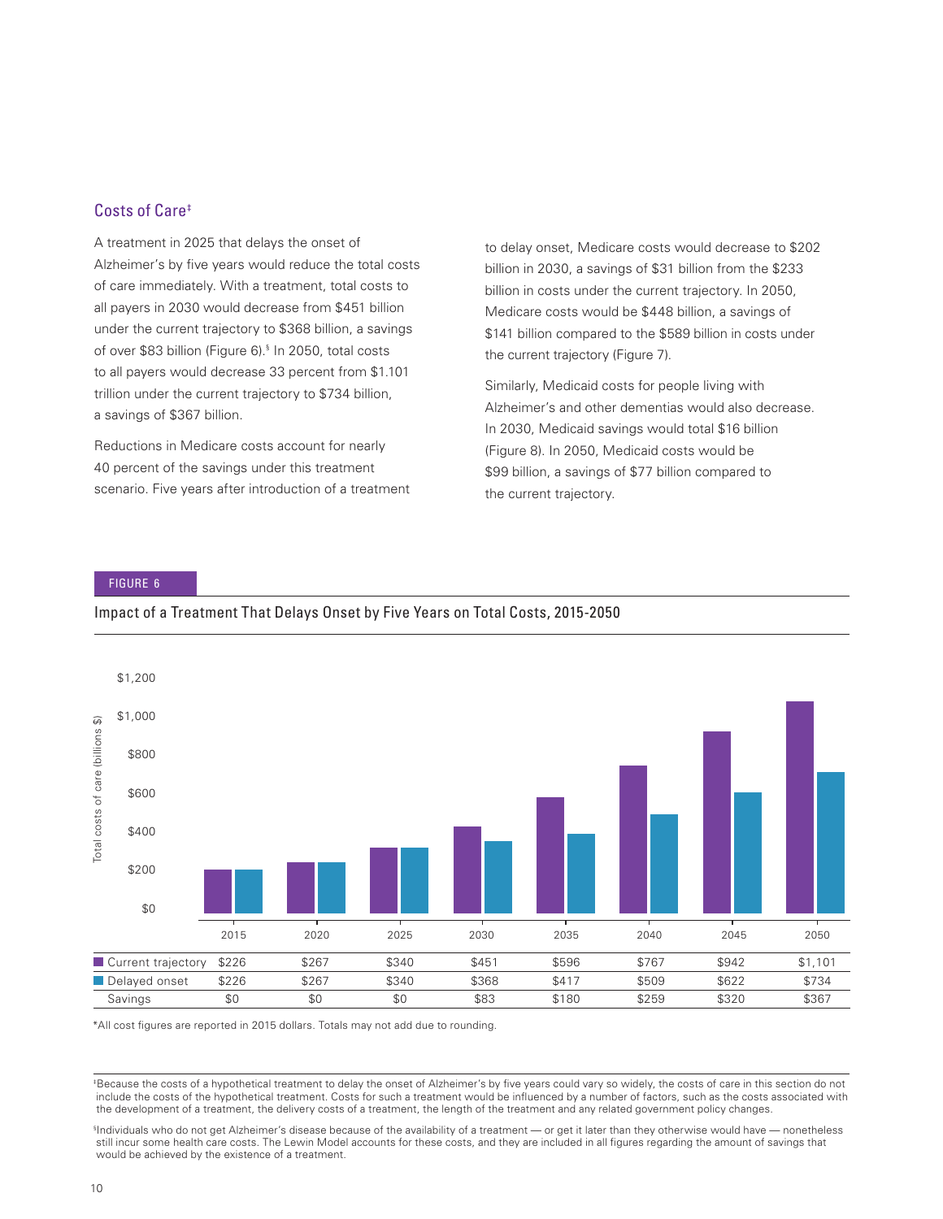## Costs of Care[‡]

A treatment in 2025 that delays the onset of Alzheimer's by five years would reduce the total costs of care immediately. With a treatment, total costs to all payers in 2030 would decrease from $451 billion under the current trajectory to $368 billion, a savings of over $83 billion (Figure 6).[§] In 2050, total costs to all payers would decrease 33 percent from $1.101 trillion under the current trajectory to $734 billion, a savings of $367 billion.

Reductions in Medicare costs account for nearly 40 percent of the savings under this treatment scenario. Five years after introduction of a treatment to delay onset, Medicare costs would decrease to $202 billion in 2030, a savings of $31 billion from the $233 billion in costs under the current trajectory. In 2050, Medicare costs would be $448 billion, a savings of $141 billion compared to the $589 billion in costs under the current trajectory (Figure 7).

Similarly, Medicaid costs for people living with Alzheimer's and other dementias would also decrease. In 2030, Medicaid savings would total $16 billion (Figure 8). In 2050, Medicaid costs would be $99 billion, a savings of $77 billion compared to the current trajectory.

FIGURE 6

Impact of a Treatment That Delays Onset by Five Years on Total Costs, 2015-2050

| | 2015 | 2020 | 2025 | 2030 | 2035 | 2040 | 2045 | 2050 |
|---|---|---|---|---|---|---|---|---|
| Current trajectory | $226 | $267 | $340 | $451 | $596 | $767 | $942 | $1,101 |
| Delayed onset | $226 | $267 | $340 | $368 | $417 | $509 | $622 | $734 |
| Savings | $0 | $0 | $0 | $83 | $180 | $259 | $320 | $367 |

*All cost figures are reported in 2015 dollars. Totals may not add due to rounding.

‡Because the costs of a hypothetical treatment to delay the onset of Alzheimer's by five years could vary so widely, the costs of care in this section do not include the costs of the hypothetical treatment. Costs for such a treatment would be influenced by a number of factors, such as the costs associated with the development of a treatment, the delivery costs of a treatment, the length of the treatment and any related government policy changes.

§Individuals who do not get Alzheimer's disease because of the availability of a treatment — or get it later than they otherwise would have — nonetheless still incur some health care costs. The Lewin Model accounts for these costs, and they are included in all figures regarding the amount of savings that would be achieved by the existence of a treatment.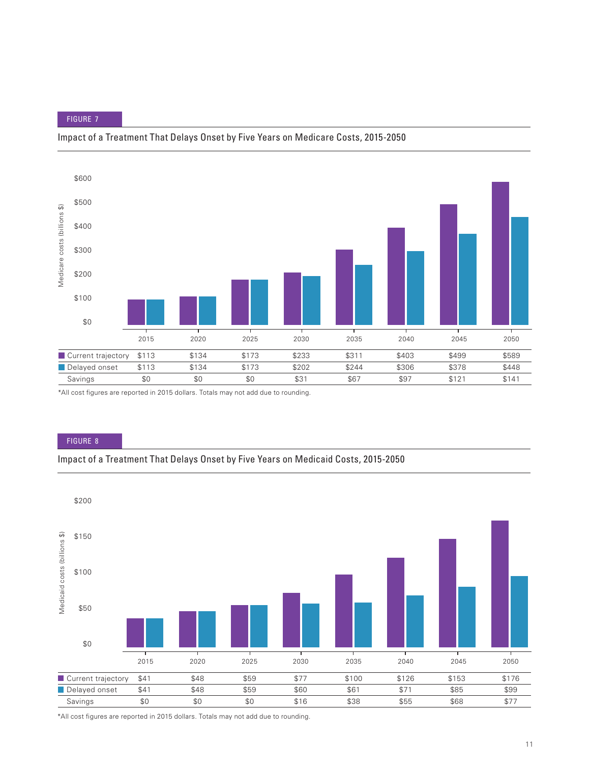FIGURE 7

Impact of a Treatment That Delays Onset by Five Years on Medicare Costs, 2015-2050

|  | 2015 | 2020 | 2025 | 2030 | 2035 | 2040 | 2045 | 2050 |
|---|---|---|---|---|---|---|---|---|
| Current trajectory | $113 | $134 | $173 | $233 | $311 | $403 | $499 | $589 |
| Delayed onset | $113 | $134 | $173 | $202 | $244 | $306 | $378 | $448 |
| Savings | $0 | $0 | $0 | $31 | $67 | $97 | $121 | $141 |

*All cost figures are reported in 2015 dollars. Totals may not add due to rounding.

FIGURE 8

Impact of a Treatment That Delays Onset by Five Years on Medicaid Costs, 2015-2050

|  | 2015 | 2020 | 2025 | 2030 | 2035 | 2040 | 2045 | 2050 |
|---|---|---|---|---|---|---|---|---|
| Current trajectory | $41 | $48 | $59 | $77 | $100 | $126 | $153 | $176 |
| Delayed onset | $41 | $48 | $59 | $60 | $61 | $71 | $85 | $99 |
| Savings | $0 | $0 | $0 | $16 | $38 | $55 | $68 | $77 |

*All cost figures are reported in 2015 dollars. Totals may not add due to rounding.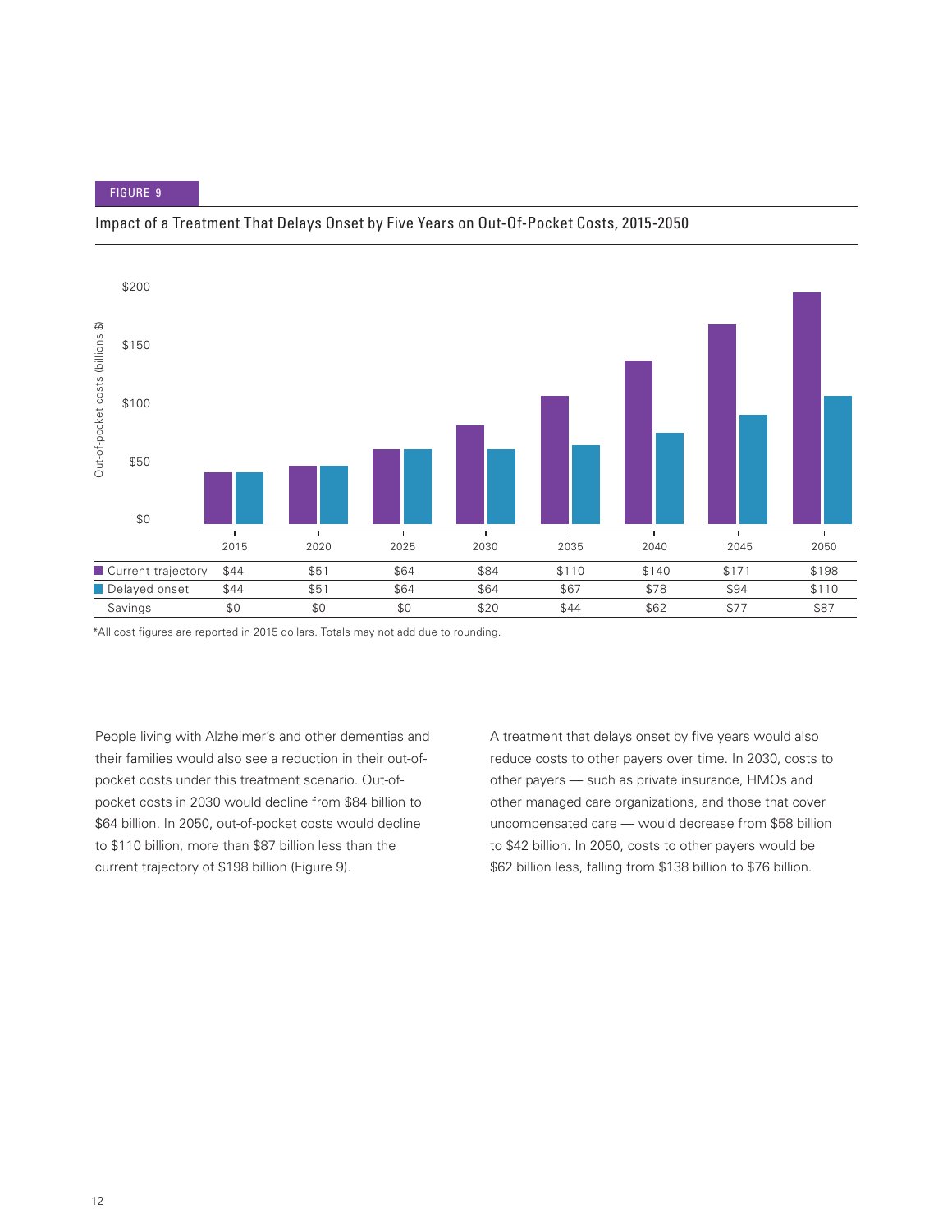FIGURE 9

Impact of a Treatment That Delays Onset by Five Years on Out-Of-Pocket Costs, 2015-2050

| | 2015 | 2020 | 2025 | 2030 | 2035 | 2040 | 2045 | 2050 |
|---|---|---|---|---|---|---|---|---|
| Current trajectory | $44 | $51 | $64 | $84 | $110 | $140 | $171 | $198 |
| Delayed onset | $44 | $51 | $64 | $64 | $67 | $78 | $94 | $110 |
| Savings | $0 | $0 | $0 | $20 | $44 | $62 | $77 | $87 |

*All cost figures are reported in 2015 dollars. Totals may not add due to rounding.

People living with Alzheimer's and other dementias and their families would also see a reduction in their out-of-pocket costs under this treatment scenario. Out-of-pocket costs in 2030 would decline from $84 billion to $64 billion. In 2050, out-of-pocket costs would decline to $110 billion, more than $87 billion less than the current trajectory of $198 billion (Figure 9).

A treatment that delays onset by five years would also reduce costs to other payers over time. In 2030, costs to other payers — such as private insurance, HMOs and other managed care organizations, and those that cover uncompensated care — would decrease from $58 billion to $42 billion. In 2050, costs to other payers would be $62 billion less, falling from $138 billion to $76 billion.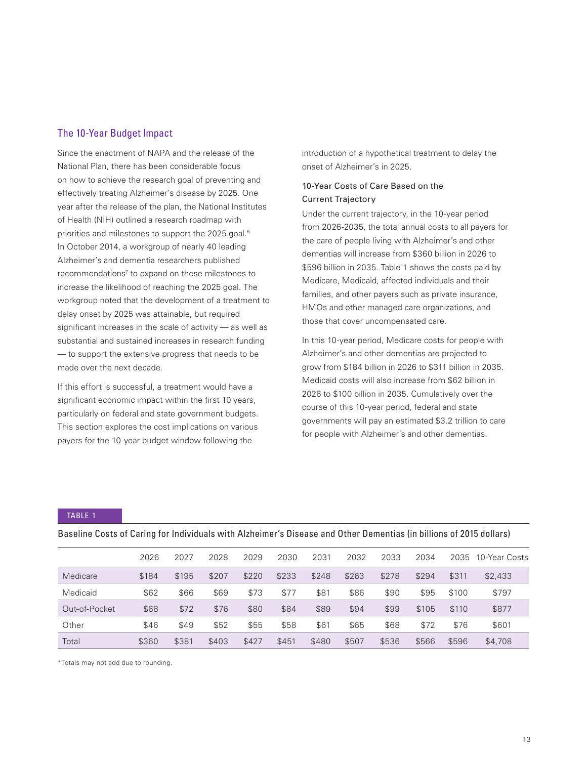## The 10-Year Budget Impact

Since the enactment of NAPA and the release of the National Plan, there has been considerable focus on how to achieve the research goal of preventing and effectively treating Alzheimer's disease by 2025. One year after the release of the plan, the National Institutes of Health (NIH) outlined a research roadmap with priorities and milestones to support the 2025 goal.[6] In October 2014, a workgroup of nearly 40 leading Alzheimer's and dementia researchers published recommendations[7] to expand on these milestones to increase the likelihood of reaching the 2025 goal. The workgroup noted that the development of a treatment to delay onset by 2025 was attainable, but required significant increases in the scale of activity — as well as substantial and sustained increases in research funding — to support the extensive progress that needs to be made over the next decade.

If this effort is successful, a treatment would have a significant economic impact within the first 10 years, particularly on federal and state government budgets. This section explores the cost implications on various payers for the 10-year budget window following the introduction of a hypothetical treatment to delay the onset of Alzheimer's in 2025.

### 10-Year Costs of Care Based on the Current Trajectory

Under the current trajectory, in the 10-year period from 2026-2035, the total annual costs to all payers for the care of people living with Alzheimer's and other dementias will increase from $360 billion in 2026 to $596 billion in 2035. Table 1 shows the costs paid by Medicare, Medicaid, affected individuals and their families, and other payers such as private insurance, HMOs and other managed care organizations, and those that cover uncompensated care.

In this 10-year period, Medicare costs for people with Alzheimer's and other dementias are projected to grow from $184 billion in 2026 to $311 billion in 2035. Medicaid costs will also increase from $62 billion in 2026 to $100 billion in 2035. Cumulatively over the course of this 10-year period, federal and state governments will pay an estimated $3.2 trillion to care for people with Alzheimer's and other dementias.

TABLE 1

Baseline Costs of Caring for Individuals with Alzheimer's Disease and Other Dementias (in billions of 2015 dollars)

| | 2026 | 2027 | 2028 | 2029 | 2030 | 2031 | 2032 | 2033 | 2034 | 2035 | 10-Year Costs |
|---|---|---|---|---|---|---|---|---|---|---|---|
| Medicare | $184 | $195 | $207 | $220 | $233 | $248 | $263 | $278 | $294 | $311 | $2,433 |
| Medicaid | $62 | $66 | $69 | $73 | $77 | $81 | $86 | $90 | $95 | $100 | $797 |
| Out-of-Pocket | $68 | $72 | $76 | $80 | $84 | $89 | $94 | $99 | $105 | $110 | $877 |
| Other | $46 | $49 | $52 | $55 | $58 | $61 | $65 | $68 | $72 | $76 | $601 |
| Total | $360 | $381 | $403 | $427 | $451 | $480 | $507 | $536 | $566 | $596 | $4,708 |

*Totals may not add due to rounding.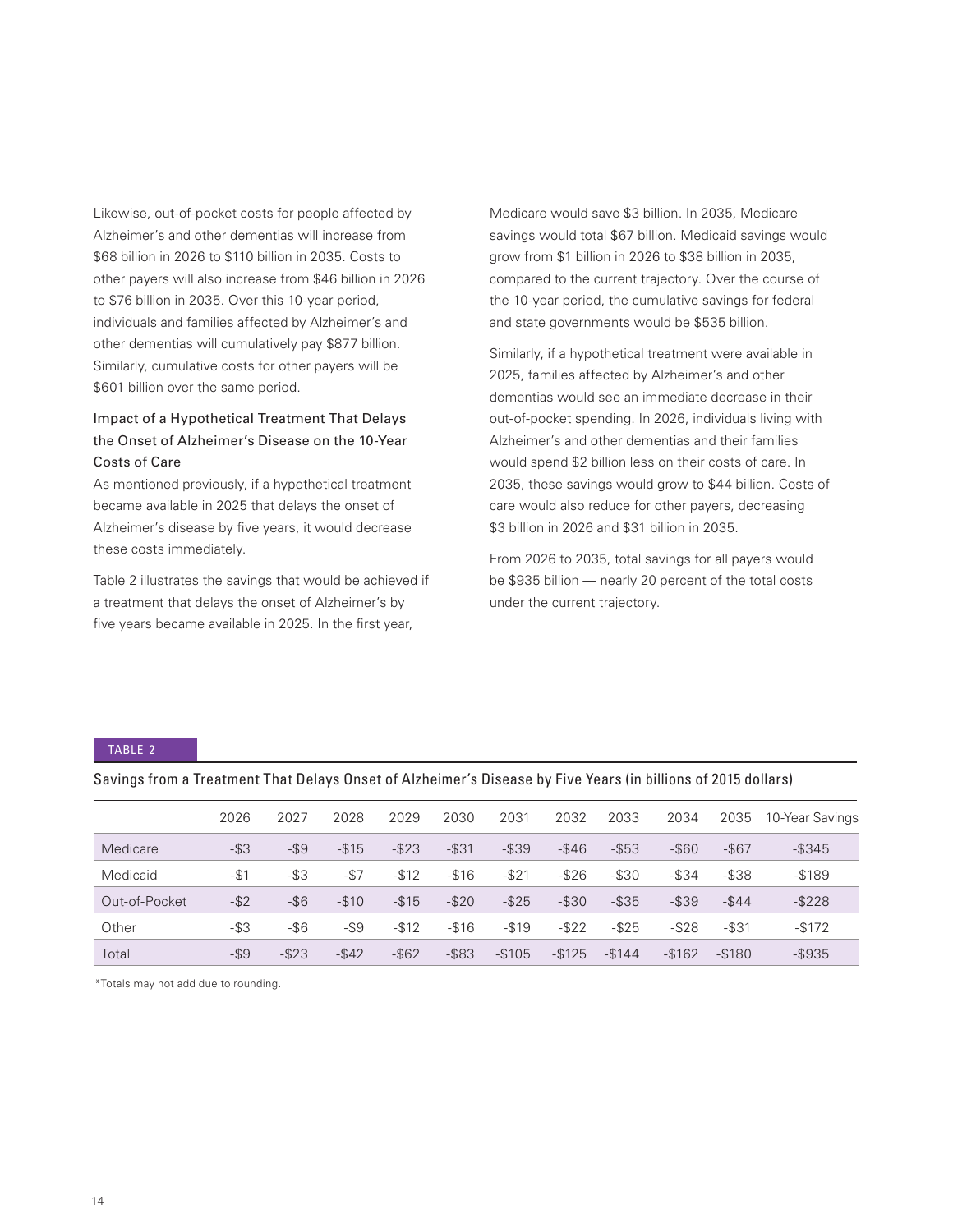Likewise, out-of-pocket costs for people affected by Alzheimer's and other dementias will increase from $68 billion in 2026 to $110 billion in 2035. Costs to other payers will also increase from $46 billion in 2026 to $76 billion in 2035. Over this 10-year period, individuals and families affected by Alzheimer's and other dementias will cumulatively pay $877 billion. Similarly, cumulative costs for other payers will be $601 billion over the same period.

### Impact of a Hypothetical Treatment That Delays the Onset of Alzheimer's Disease on the 10-Year Costs of Care

As mentioned previously, if a hypothetical treatment became available in 2025 that delays the onset of Alzheimer's disease by five years, it would decrease these costs immediately.

Table 2 illustrates the savings that would be achieved if a treatment that delays the onset of Alzheimer's by five years became available in 2025. In the first year, Medicare would save $3 billion. In 2035, Medicare savings would total $67 billion. Medicaid savings would grow from $1 billion in 2026 to $38 billion in 2035, compared to the current trajectory. Over the course of the 10-year period, the cumulative savings for federal and state governments would be $535 billion.

Similarly, if a hypothetical treatment were available in 2025, families affected by Alzheimer's and other dementias would see an immediate decrease in their out-of-pocket spending. In 2026, individuals living with Alzheimer's and other dementias and their families would spend $2 billion less on their costs of care. In 2035, these savings would grow to $44 billion. Costs of care would also reduce for other payers, decreasing $3 billion in 2026 and $31 billion in 2035.

From 2026 to 2035, total savings for all payers would be $935 billion — nearly 20 percent of the total costs under the current trajectory.

TABLE 2

Savings from a Treatment That Delays Onset of Alzheimer's Disease by Five Years (in billions of 2015 dollars)

| | 2026 | 2027 | 2028 | 2029 | 2030 | 2031 | 2032 | 2033 | 2034 | 2035 | 10-Year Savings |
|---|---|---|---|---|---|---|---|---|---|---|---|
| Medicare | -$3 | -$9 | -$15 | -$23 | -$31 | -$39 | -$46 | -$53 | -$60 | -$67 | -$345 |
| Medicaid | -$1 | -$3 | -$7 | -$12 | -$16 | -$21 | -$26 | -$30 | -$34 | -$38 | -$189 |
| Out-of-Pocket | -$2 | -$6 | -$10 | -$15 | -$20 | -$25 | -$30 | -$35 | -$39 | -$44 | -$228 |
| Other | -$3 | -$6 | -$9 | -$12 | -$16 | -$19 | -$22 | -$25 | -$28 | -$31 | -$172 |
| Total | -$9 | -$23 | -$42 | -$62 | -$83 | -$105 | -$125 | -$144 | -$162 | -$180 | -$935 |

*Totals may not add due to rounding.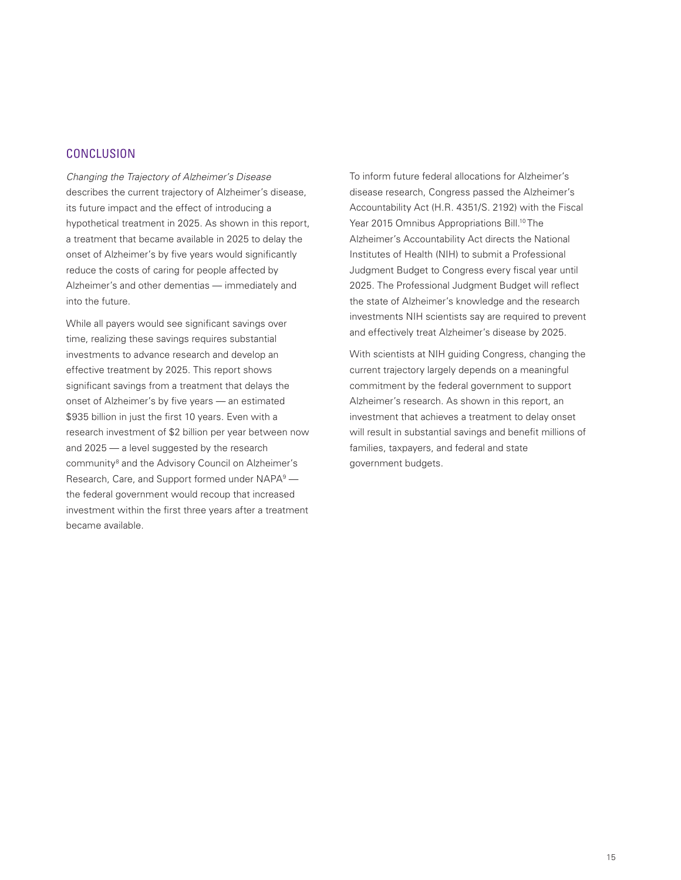## CONCLUSION

*Changing the Trajectory of Alzheimer's Disease* describes the current trajectory of Alzheimer's disease, its future impact and the effect of introducing a hypothetical treatment in 2025. As shown in this report, a treatment that became available in 2025 to delay the onset of Alzheimer's by five years would significantly reduce the costs of caring for people affected by Alzheimer's and other dementias — immediately and into the future.

While all payers would see significant savings over time, realizing these savings requires substantial investments to advance research and develop an effective treatment by 2025. This report shows significant savings from a treatment that delays the onset of Alzheimer's by five years — an estimated $935 billion in just the first 10 years. Even with a research investment of $2 billion per year between now and 2025 — a level suggested by the research community[8] and the Advisory Council on Alzheimer's Research, Care, and Support formed under NAPA[9] — the federal government would recoup that increased investment within the first three years after a treatment became available.

To inform future federal allocations for Alzheimer's disease research, Congress passed the Alzheimer's Accountability Act (H.R. 4351/S. 2192) with the Fiscal Year 2015 Omnibus Appropriations Bill.[10] The Alzheimer's Accountability Act directs the National Institutes of Health (NIH) to submit a Professional Judgment Budget to Congress every fiscal year until 2025. The Professional Judgment Budget will reflect the state of Alzheimer's knowledge and the research investments NIH scientists say are required to prevent and effectively treat Alzheimer's disease by 2025.

With scientists at NIH guiding Congress, changing the current trajectory largely depends on a meaningful commitment by the federal government to support Alzheimer's research. As shown in this report, an investment that achieves a treatment to delay onset will result in substantial savings and benefit millions of families, taxpayers, and federal and state government budgets.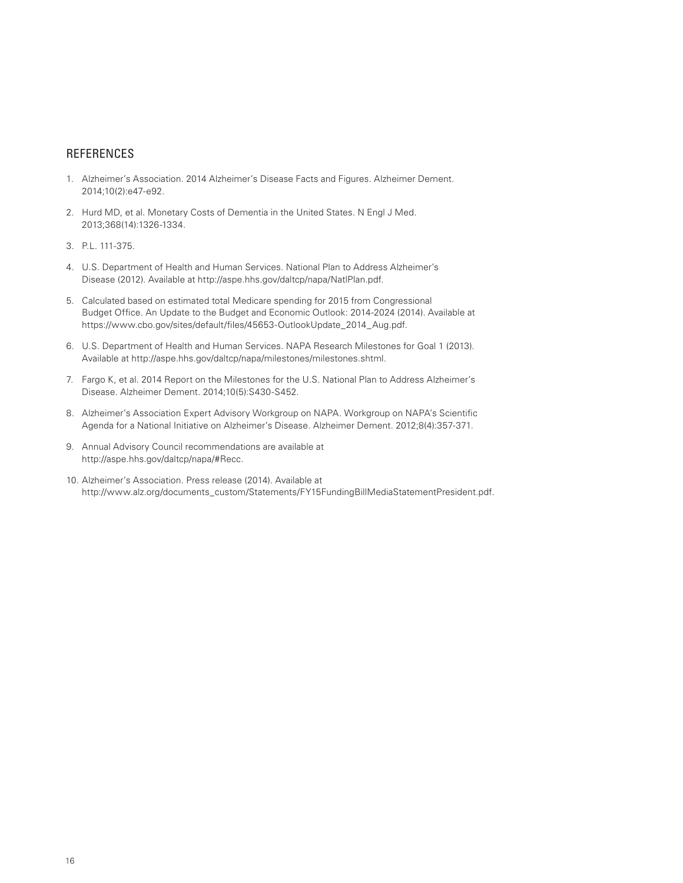## REFERENCES

1. Alzheimer's Association. 2014 Alzheimer's Disease Facts and Figures. Alzheimer Dement. 2014;10(2):e47-e92.
2. Hurd MD, et al. Monetary Costs of Dementia in the United States. N Engl J Med. 2013;368(14):1326-1334.
3. P.L. 111-375.
4. U.S. Department of Health and Human Services. National Plan to Address Alzheimer's Disease (2012). Available at http://aspe.hhs.gov/daltcp/napa/NatlPlan.pdf.
5. Calculated based on estimated total Medicare spending for 2015 from Congressional Budget Office. An Update to the Budget and Economic Outlook: 2014-2024 (2014). Available at https://www.cbo.gov/sites/default/files/45653-OutlookUpdate_2014_Aug.pdf.
6. U.S. Department of Health and Human Services. NAPA Research Milestones for Goal 1 (2013). Available at http://aspe.hhs.gov/daltcp/napa/milestones/milestones.shtml.
7. Fargo K, et al. 2014 Report on the Milestones for the U.S. National Plan to Address Alzheimer's Disease. Alzheimer Dement. 2014;10(5):S430-S452.
8. Alzheimer's Association Expert Advisory Workgroup on NAPA. Workgroup on NAPA's Scientific Agenda for a National Initiative on Alzheimer's Disease. Alzheimer Dement. 2012;8(4):357-371.
9. Annual Advisory Council recommendations are available at http://aspe.hhs.gov/daltcp/napa/#Recc.
10. Alzheimer's Association. Press release (2014). Available at http://www.alz.org/documents_custom/Statements/FY15FundingBillMediaStatementPresident.pdf.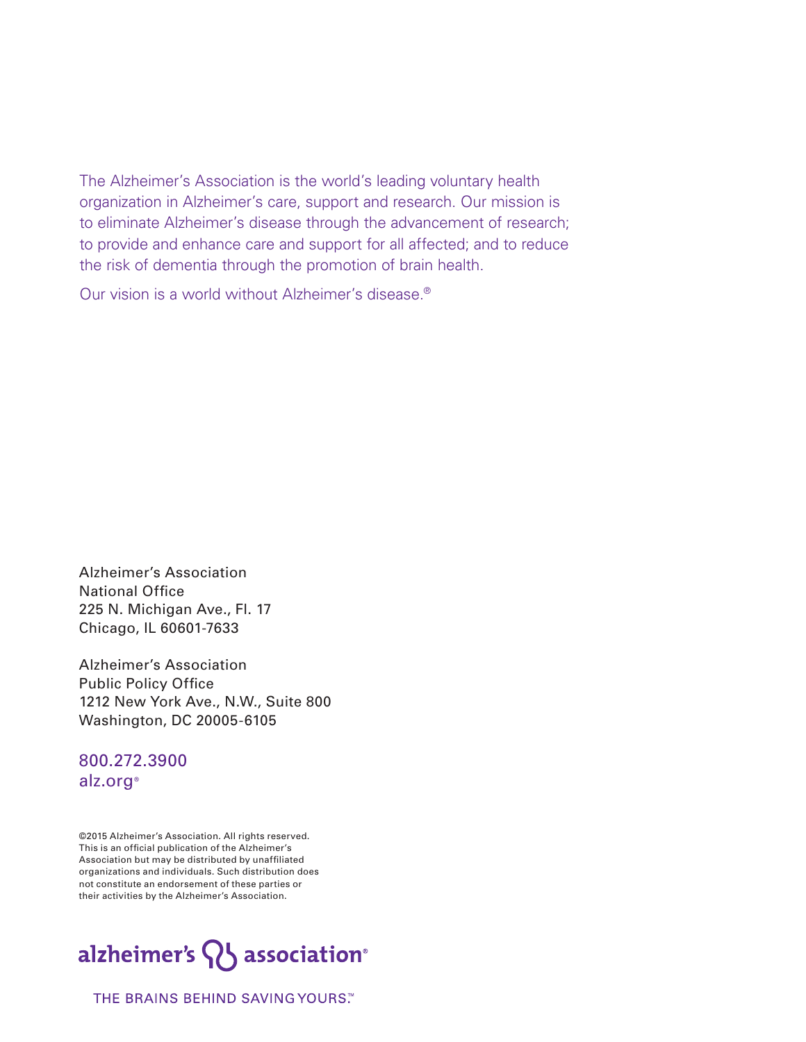The Alzheimer's Association is the world's leading voluntary health organization in Alzheimer's care, support and research. Our mission is to eliminate Alzheimer's disease through the advancement of research; to provide and enhance care and support for all affected; and to reduce the risk of dementia through the promotion of brain health.

Our vision is a world without Alzheimer's disease.®

Alzheimer's Association  
National Office  
225 N. Michigan Ave., Fl. 17  
Chicago, IL 60601-7633

Alzheimer's Association  
Public Policy Office  
1212 New York Ave., N.W., Suite 800  
Washington, DC 20005-6105

800.272.3900  
alz.org®

©2015 Alzheimer's Association. All rights reserved. This is an official publication of the Alzheimer's Association but may be distributed by unaffiliated organizations and individuals. Such distribution does not constitute an endorsement of these parties or their activities by the Alzheimer's Association.

alzheimer's association®

THE BRAINS BEHIND SAVING YOURS.™